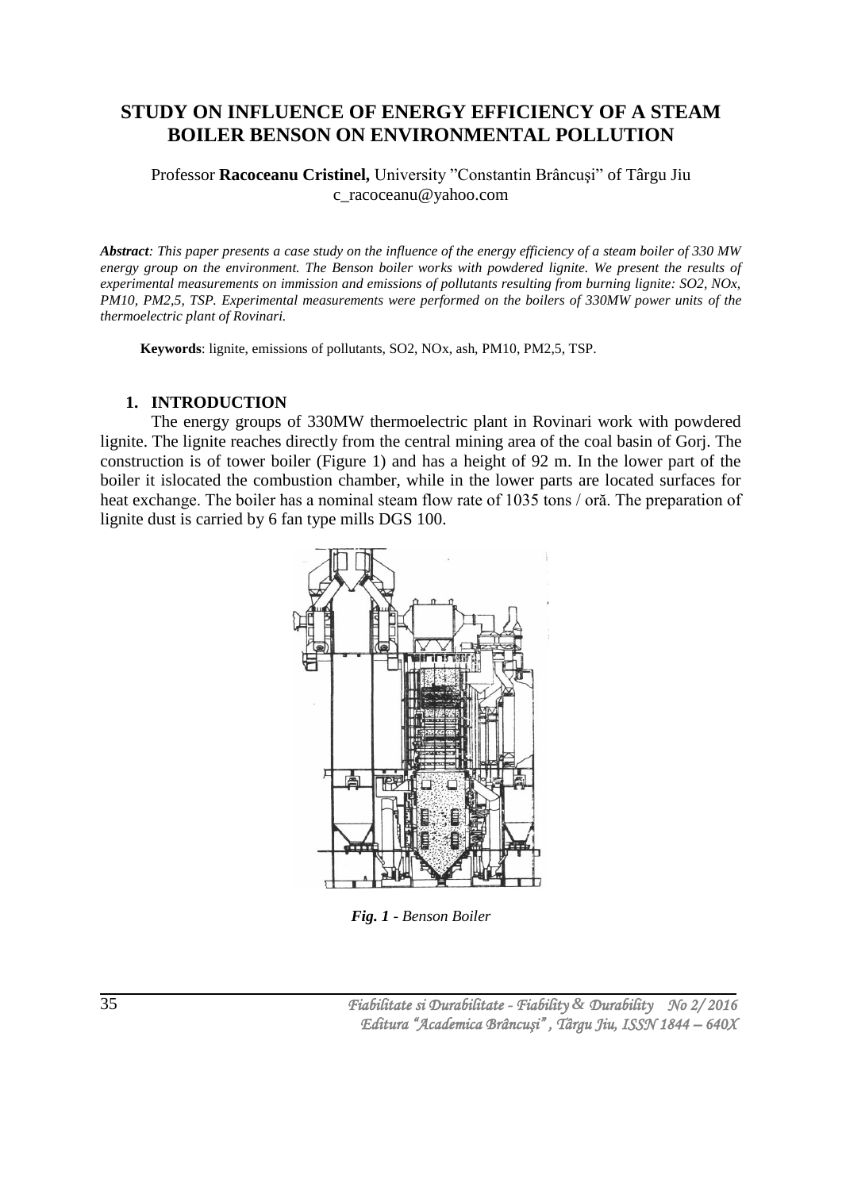# STUDY ON INFLUENCE OF ENERGY EFFICIENCY OF A STEAM BOILER BENSON ON ENVIRONMENTAL POLLUTION

Professor **Racoceanu Cristinel,** University "Constantin Brâncuşi" of Târgu Jiu
c_racoceanu@yahoo.com

***Abstract****: This paper presents a case study on the influence of the energy efficiency of a steam boiler of 330 MW energy group on the environment. The Benson boiler works with powdered lignite. We present the results of experimental measurements on immission and emissions of pollutants resulting from burning lignite: SO2, NOx, PM10, PM2,5, TSP. Experimental measurements were performed on the boilers of 330MW power units of the thermoelectric plant of Rovinari.*

**Keywords**: lignite, emissions of pollutants, SO2, NOx, ash, PM10, PM2,5, TSP.

## 1. INTRODUCTION

The energy groups of 330MW thermoelectric plant in Rovinari work with powdered lignite. The lignite reaches directly from the central mining area of the coal basin of Gorj. The construction is of tower boiler (Figure 1) and has a height of 92 m. In the lower part of the boiler it islocated the combustion chamber, while in the lower parts are located surfaces for heat exchange. The boiler has a nominal steam flow rate of 1035 tons / oră. The preparation of lignite dust is carried by 6 fan type mills DGS 100.

***Fig. 1*** *- Benson Boiler*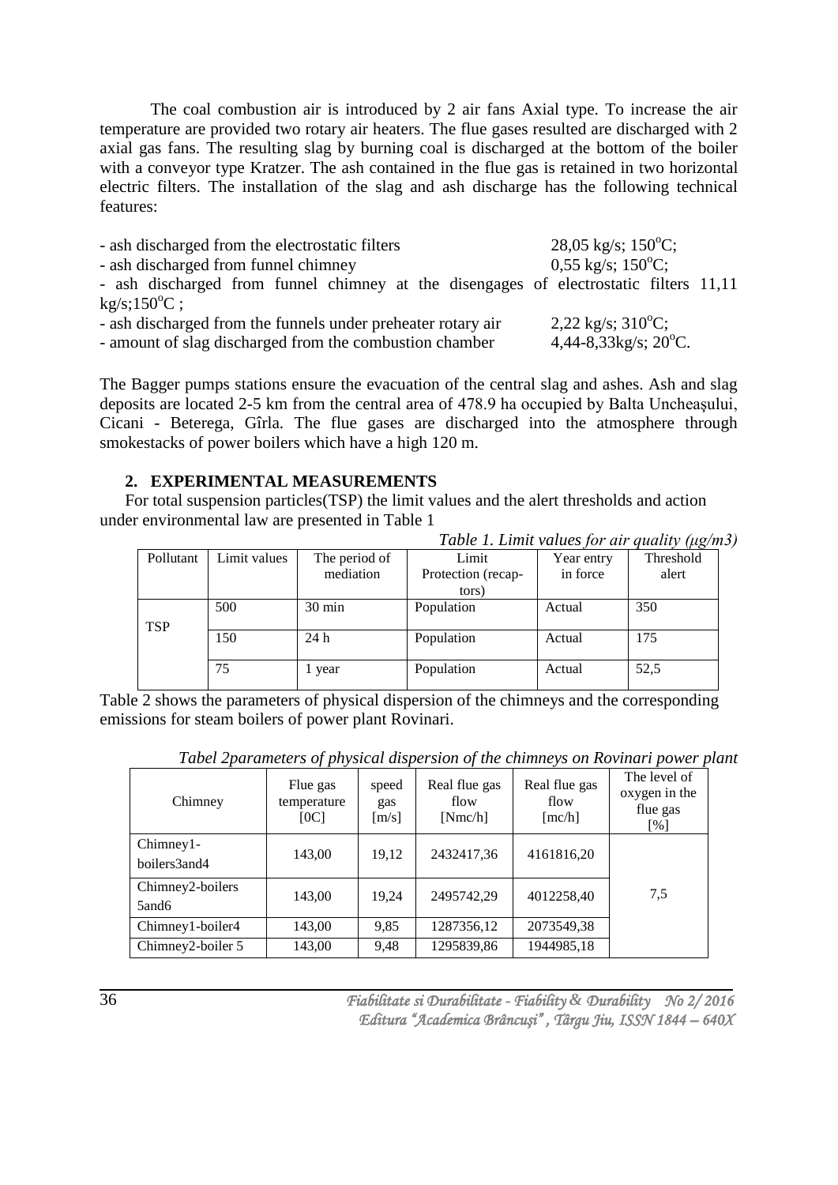The coal combustion air is introduced by 2 air fans Axial type. To increase the air temperature are provided two rotary air heaters. The flue gases resulted are discharged with 2 axial gas fans. The resulting slag by burning coal is discharged at the bottom of the boiler with a conveyor type Kratzer. The ash contained in the flue gas is retained in two horizontal electric filters. The installation of the slag and ash discharge has the following technical features:

- ash discharged from the electrostatic filters 28,05 kg/s; 150$^o$C;
- ash discharged from funnel chimney 0,55 kg/s; 150$^o$C;
- ash discharged from funnel chimney at the disengages of electrostatic filters 11,11 kg/s;150$^o$C ;
- ash discharged from the funnels under preheater rotary air 2,22 kg/s; 310$^o$C;
- amount of slag discharged from the combustion chamber 4,44-8,33kg/s; 20$^o$C.

The Bagger pumps stations ensure the evacuation of the central slag and ashes. Ash and slag deposits are located 2-5 km from the central area of 478.9 ha occupied by Balta Uncheaşului, Cicani - Beterega, Gîrla. The flue gases are discharged into the atmosphere through smokestacks of power boilers which have a high 120 m.

## 2. EXPERIMENTAL MEASUREMENTS

For total suspension particles(TSP) the limit values and the alert thresholds and action under environmental law are presented in Table 1

*Table 1. Limit values for air quality (µg/m3)*

| Pollutant | Limit values | The period of mediation | Limit Protection (recap-tors) | Year entry in force | Threshold alert |
|---|---|---|---|---|---|
| TSP | 500 | 30 min | Population | Actual | 350 |
| | 150 | 24 h | Population | Actual | 175 |
| | 75 | 1 year | Population | Actual | 52,5 |

Table 2 shows the parameters of physical dispersion of the chimneys and the corresponding emissions for steam boilers of power plant Rovinari.

*Tabel 2parameters of physical dispersion of the chimneys on Rovinari power plant*

| Chimney | Flue gas temperature [0C] | speed gas [m/s] | Real flue gas flow [Nmc/h] | Real flue gas flow [mc/h] | The level of oxygen in the flue gas [%] |
|---|---|---|---|---|---|
| Chimney1-boilers3and4 | 143,00 | 19,12 | 2432417,36 | 4161816,20 | 7,5 |
| Chimney2-boilers 5and6 | 143,00 | 19,24 | 2495742,29 | 4012258,40 | |
| Chimney1-boiler4 | 143,00 | 9,85 | 1287356,12 | 2073549,38 | |
| Chimney2-boiler 5 | 143,00 | 9,48 | 1295839,86 | 1944985,18 | |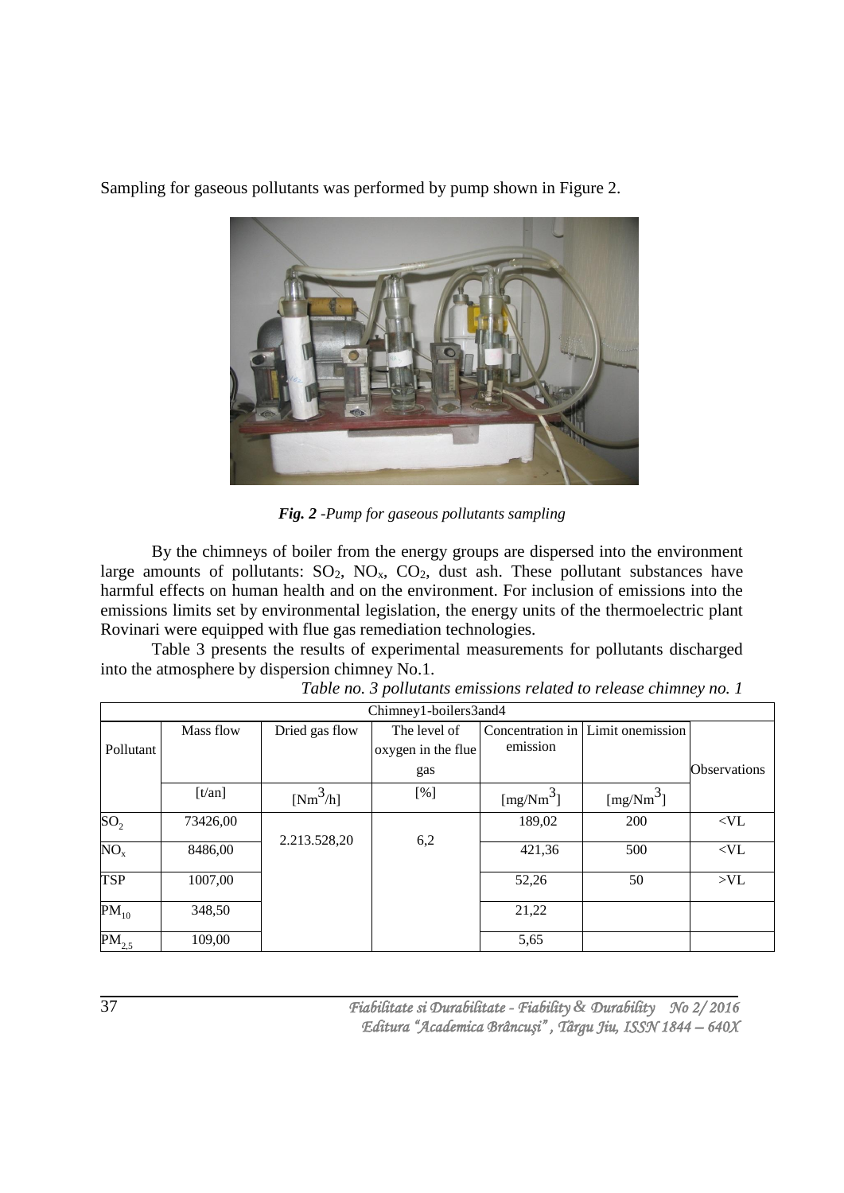Sampling for gaseous pollutants was performed by pump shown in Figure 2.

***Fig. 2** -Pump for gaseous pollutants sampling*

By the chimneys of boiler from the energy groups are dispersed into the environment large amounts of pollutants: $SO_2$, $NO_x$, $CO_2$, dust ash. These pollutant substances have harmful effects on human health and on the environment. For inclusion of emissions into the emissions limits set by environmental legislation, the energy units of the thermoelectric plant Rovinari were equipped with flue gas remediation technologies.

Table 3 presents the results of experimental measurements for pollutants discharged into the atmosphere by dispersion chimney No.1.

*Table no. 3 pollutants emissions related to release chimney no. 1*

| Chimney1-boilers3and4 | | | | | | |
|---|---|---|---|---|---|---|
| Pollutant | Mass flow | Dried gas flow | The level of oxygen in the flue gas | Concentration in emission | Limit onemission | Observations |
| | [t/an] | [$Nm^3$/h] | [%] | [mg/$Nm^3$] | [mg/$Nm^3$] | |
| $SO_2$ | 73426,00 | 2.213.528,20 | 6,2 | 189,02 | 200 | <VL |
| $NO_x$ | 8486,00 | | | 421,36 | 500 | <VL |
| TSP | 1007,00 | | | 52,26 | 50 | >VL |
| $PM_{10}$ | 348,50 | | | 21,22 | | |
| $PM_{2,5}$ | 109,00 | | | 5,65 | | |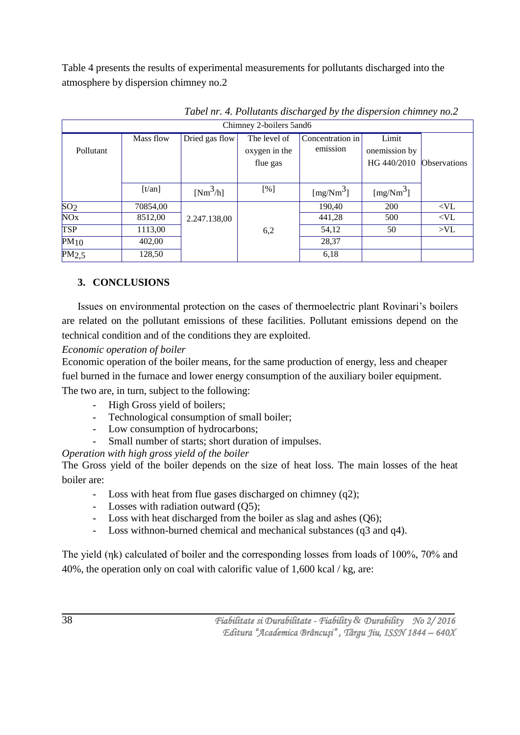Table 4 presents the results of experimental measurements for pollutants discharged into the atmosphere by dispersion chimney no.2

*Tabel nr. 4. Pollutants discharged by the dispersion chimney no.2*

| Chimney 2-boilers 5and6 | | | | | | |
|---|---|---|---|---|---|---|
| Pollutant | Mass flow | Dried gas flow | The level of oxygen in the flue gas | Concentration in emission | Limit onemission by HG 440/2010 | Observations |
| | [t/an] | [$Nm^3$/h] | [%] | [mg/$Nm^3$] | [mg/$Nm^3$] | |
| $SO_2$ | 70854,00 | 2.247.138,00 | 6,2 | 190,40 | 200 | <VL |
| NOx | 8512,00 | | | 441,28 | 500 | <VL |
| TSP | 1113,00 | | | 54,12 | 50 | >VL |
| $PM_{10}$ | 402,00 | | | 28,37 | | |
| $PM_{2,5}$ | 128,50 | | | 6,18 | | |

## 3. CONCLUSIONS

Issues on environmental protection on the cases of thermoelectric plant Rovinari's boilers are related on the pollutant emissions of these facilities. Pollutant emissions depend on the technical condition and of the conditions they are exploited.

*Economic operation of boiler*

Economic operation of the boiler means, for the same production of energy, less and cheaper fuel burned in the furnace and lower energy consumption of the auxiliary boiler equipment.

The two are, in turn, subject to the following:

- High Gross yield of boilers;
- Technological consumption of small boiler;
- Low consumption of hydrocarbons;
- Small number of starts; short duration of impulses.

*Operation with high gross yield of the boiler*

The Gross yield of the boiler depends on the size of heat loss. The main losses of the heat boiler are:

- Loss with heat from flue gases discharged on chimney ($q_2$);
- Losses with radiation outward ($Q_5$);
- Loss with heat discharged from the boiler as slag and ashes ($Q_6$);
- Loss withnon-burned chemical and mechanical substances ($q_3$ and $q_4$).

The yield ($\eta_k$) calculated of boiler and the corresponding losses from loads of 100%, 70% and 40%, the operation only on coal with calorific value of 1,600 kcal / kg, are: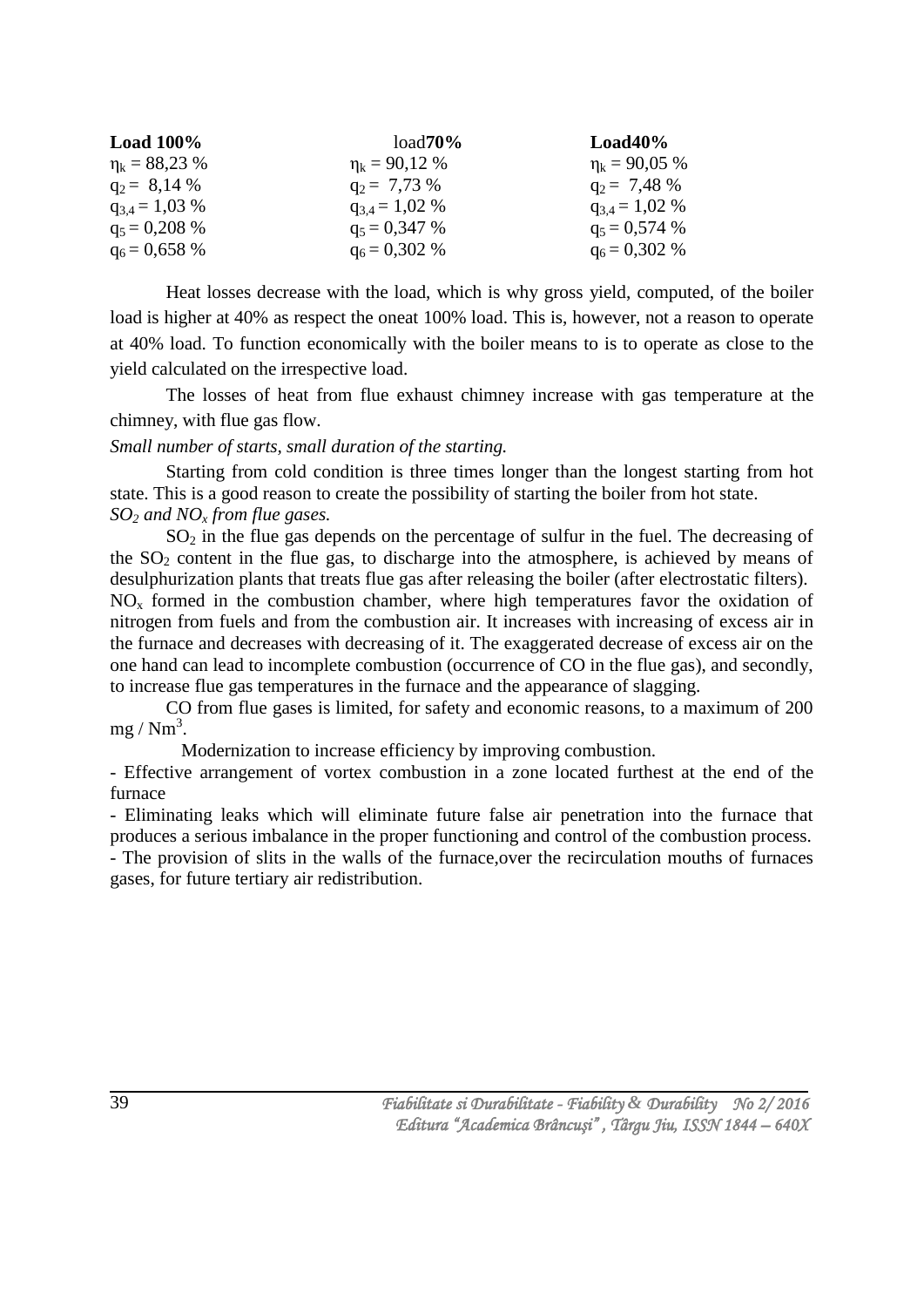| **Load 100%** | load**70%** | **Load40%** |
|---|---|---|
| $\eta_k$ = 88,23 % | $\eta_k$ = 90,12 % | $\eta_k$ = 90,05 % |
| $q_2$ = 8,14 % | $q_2$ = 7,73 % | $q_2$ = 7,48 % |
| $q_{3,4}$ = 1,03 % | $q_{3,4}$ = 1,02 % | $q_{3,4}$ = 1,02 % |
| $q_5$ = 0,208 % | $q_5$ = 0,347 % | $q_5$ = 0,574 % |
| $q_6$ = 0,658 % | $q_6$ = 0,302 % | $q_6$ = 0,302 % |

Heat losses decrease with the load, which is why gross yield, computed, of the boiler load is higher at 40% as respect the oneat 100% load. This is, however, not a reason to operate at 40% load. To function economically with the boiler means to is to operate as close to the yield calculated on the irrespective load.

The losses of heat from flue exhaust chimney increase with gas temperature at the chimney, with flue gas flow.

*Small number of starts, small duration of the starting.*

Starting from cold condition is three times longer than the longest starting from hot state. This is a good reason to create the possibility of starting the boiler from hot state.

*$SO_2$ and $NO_x$ from flue gases.*

$SO_2$ in the flue gas depends on the percentage of sulfur in the fuel. The decreasing of the $SO_2$ content in the flue gas, to discharge into the atmosphere, is achieved by means of desulphurization plants that treats flue gas after releasing the boiler (after electrostatic filters).

$NO_x$ formed in the combustion chamber, where high temperatures favor the oxidation of nitrogen from fuels and from the combustion air. It increases with increasing of excess air in the furnace and decreases with decreasing of it. The exaggerated decrease of excess air on the one hand can lead to incomplete combustion (occurrence of CO in the flue gas), and secondly, to increase flue gas temperatures in the furnace and the appearance of slagging.

CO from flue gases is limited, for safety and economic reasons, to a maximum of 200 mg / $Nm^3$.

Modernization to increase efficiency by improving combustion.

- Effective arrangement of vortex combustion in a zone located furthest at the end of the furnace
- Eliminating leaks which will eliminate future false air penetration into the furnace that produces a serious imbalance in the proper functioning and control of the combustion process.
- The provision of slits in the walls of the furnace,over the recirculation mouths of furnaces gases, for future tertiary air redistribution.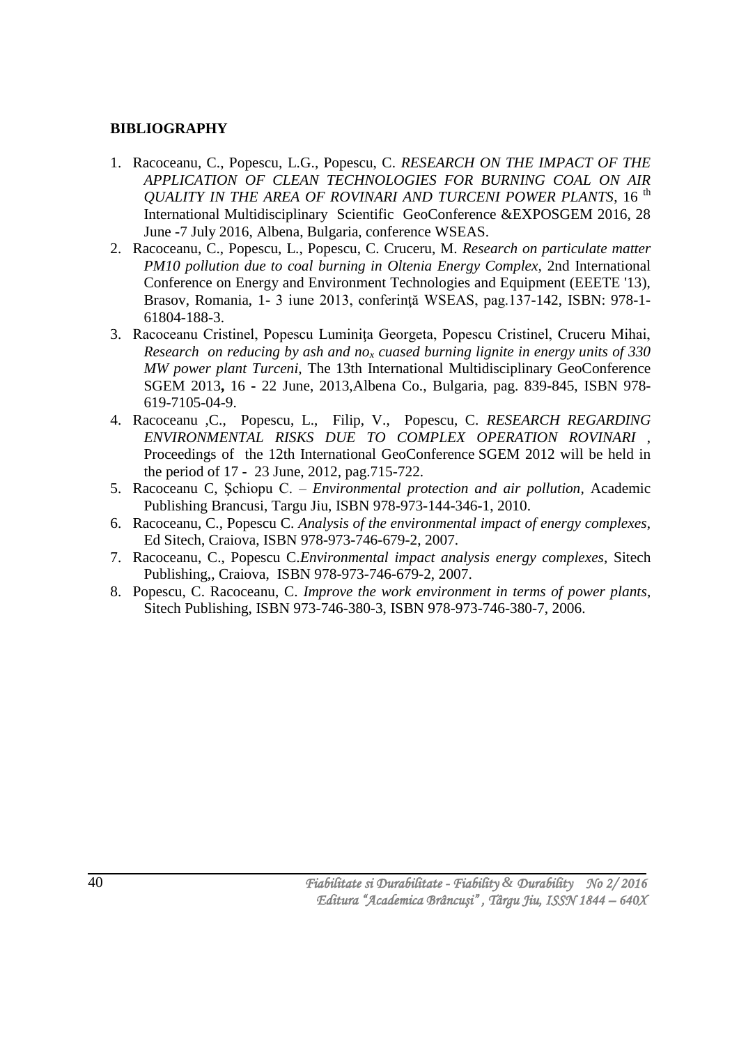**BIBLIOGRAPHY**

1. Racoceanu, C., Popescu, L.G., Popescu, C. *RESEARCH ON THE IMPACT OF THE APPLICATION OF CLEAN TECHNOLOGIES FOR BURNING COAL ON AIR QUALITY IN THE AREA OF ROVINARI AND TURCENI POWER PLANTS*, 16 th International Multidisciplinary Scientific GeoConference &EXPOSGEM 2016, 28 June -7 July 2016, Albena, Bulgaria, conference WSEAS.
2. Racoceanu, C., Popescu, L., Popescu, C. Cruceru, M. *Research on particulate matter PM10 pollution due to coal burning in Oltenia Energy Complex*, 2nd International Conference on Energy and Environment Technologies and Equipment (EEETE '13), Brasov, Romania, 1- 3 iune 2013, conferinţă WSEAS, pag.137-142, ISBN: 978-1-61804-188-3.
3. Racoceanu Cristinel, Popescu Luminiţa Georgeta, Popescu Cristinel, Cruceru Mihai, *Research on reducing by ash and $no_x$ cuased burning lignite in energy units of 330 MW power plant Turceni*, The 13th International Multidisciplinary GeoConference SGEM 2013**,** 16 - 22 June, 2013,Albena Co., Bulgaria, pag. 839-845, ISBN 978-619-7105-04-9.
4. Racoceanu ,C., Popescu, L., Filip, V., Popescu, C. *RESEARCH REGARDING ENVIRONMENTAL RISKS DUE TO COMPLEX OPERATION ROVINARI* , Proceedings of the 12th International GeoConference SGEM 2012 will be held in the period of 17 - 23 June, 2012, pag.715-722.
5. Racoceanu C, Şchiopu C. – *Environmental protection and air pollution*, Academic Publishing Brancusi, Targu Jiu, ISBN 978-973-144-346-1, 2010.
6. Racoceanu, C., Popescu C. *Analysis of the environmental impact of energy complexes*, Ed Sitech, Craiova, ISBN 978-973-746-679-2, 2007.
7. Racoceanu, C., Popescu C.*Environmental impact analysis energy complexes*, Sitech Publishing,, Craiova, ISBN 978-973-746-679-2, 2007.
8. Popescu, C. Racoceanu, C. *Improve the work environment in terms of power plants*, Sitech Publishing, ISBN 973-746-380-3, ISBN 978-973-746-380-7, 2006.